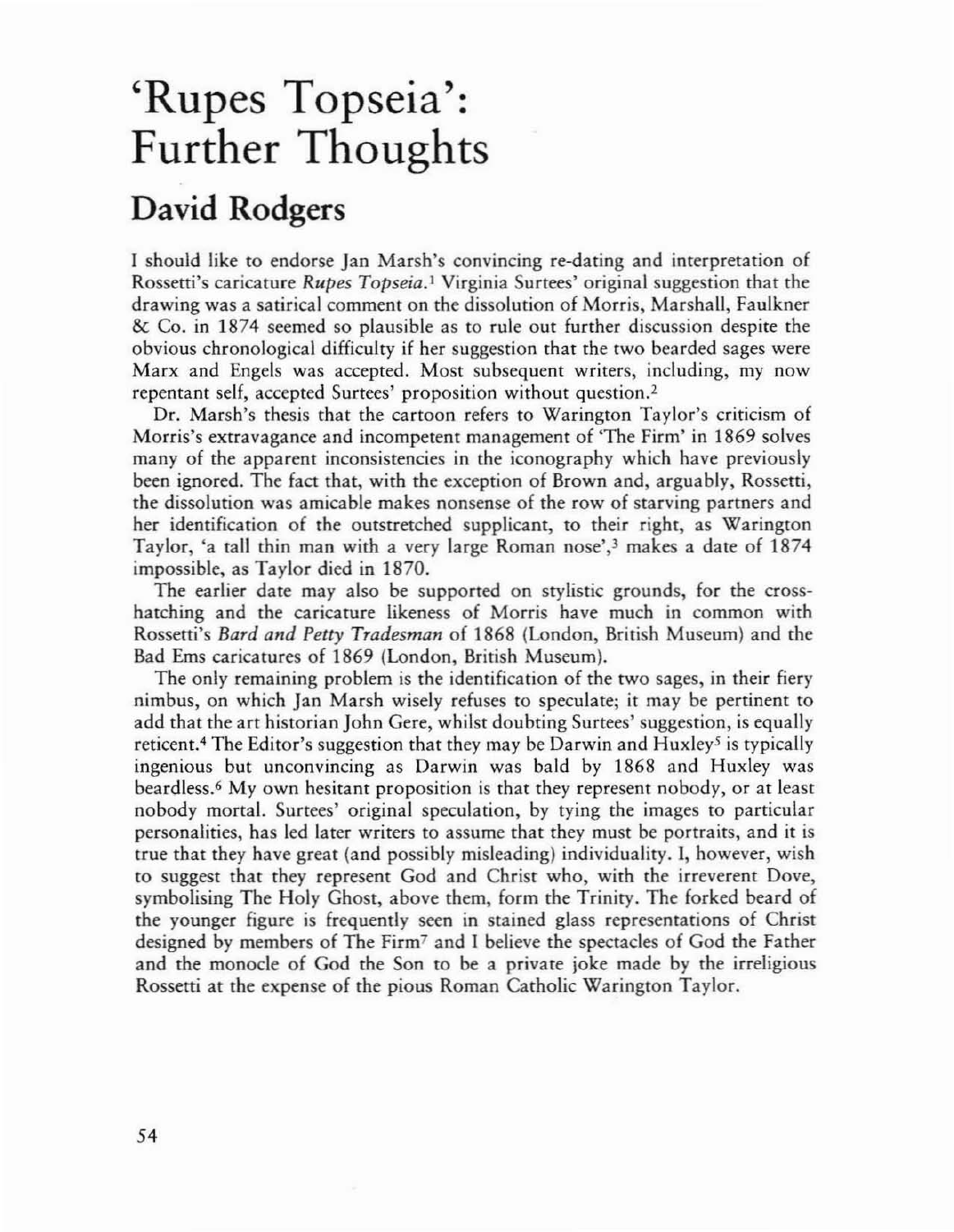# 'Rupes Topseia': Further Thoughts

## David Rodgers

I should like to endorse Jan Marsh's convincing re-dating and interpretation of Rossetti's caricature *Rupes Topseia*.[1] Virginia Surtees' original suggestion that the drawing was a satirical comment on the dissolution of Morris, Marshall, Faulkner & Co. in 1874 seemed so plausible as to rule out further discussion despite the obvious chronological difficulty if her suggestion that the two bearded sages were Marx and Engels was accepted. Most subsequent writers, including, my now repentant self, accepted Surtees' proposition without question.[2]

Dr. Marsh's thesis that the cartoon refers to Warington Taylor's criticism of Morris's extravagance and incompetent management of 'The Firm' in 1869 solves many of the apparent inconsistencies in the iconography which have previously been ignored. The fact that, with the exception of Brown and, arguably, Rossetti, the dissolution was amicable makes nonsense of the row of starving partners and her identification of the outstretched supplicant, to their right, as Warington Taylor, 'a tall thin man with a very large Roman nose',[3] makes a date of 1874 impossible, as Taylor died in 1870.

The earlier date may also be supported on stylistic grounds, for the cross-hatching and the caricature likeness of Morris have much in common with Rossetti's *Bard and Petty Tradesman* of 1868 (London, British Museum) and the Bad Ems caricatures of 1869 (London, British Museum).

The only remaining problem is the identification of the two sages, in their fiery nimbus, on which Jan Marsh wisely refuses to speculate; it may be pertinent to add that the art historian John Gere, whilst doubting Surtees' suggestion, is equally reticent.[4] The Editor's suggestion that they may be Darwin and Huxley[5] is typically ingenious but unconvincing as Darwin was bald by 1868 and Huxley was beardless.[6] My own hesitant proposition is that they represent nobody, or at least nobody mortal. Surtees' original speculation, by tying the images to particular personalities, has led later writers to assume that they must be portraits, and it is true that they have great (and possibly misleading) individuality. I, however, wish to suggest that they represent God and Christ who, with the irreverent Dove, symbolising The Holy Ghost, above them, form the Trinity. The forked beard of the younger figure is frequently seen in stained glass representations of Christ designed by members of The Firm[7] and I believe the spectacles of God the Father and the monocle of God the Son to be a private joke made by the irreligious Rossetti at the expense of the pious Roman Catholic Warington Taylor.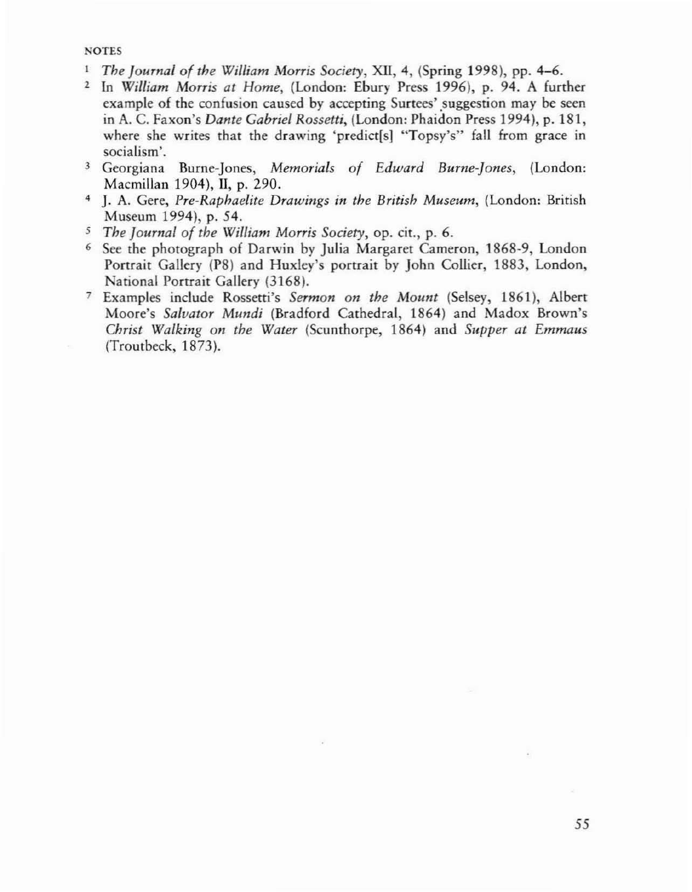NOTES

1. *The Journal of the William Morris Society*, XII, 4, (Spring 1998), pp. 4–6.
2. In *William Morris at Home*, (London: Ebury Press 1996), p. 94. A further example of the confusion caused by accepting Surtees' suggestion may be seen in A. C. Faxon's *Dante Gabriel Rossetti*, (London: Phaidon Press 1994), p. 181, where she writes that the drawing 'predict[s] "Topsy's" fall from grace in socialism'.
3. Georgiana Burne-Jones, *Memorials of Edward Burne-Jones*, (London: Macmillan 1904), II, p. 290.
4. J. A. Gere, *Pre-Raphaelite Drawings in the British Museum*, (London: British Museum 1994), p. 54.
5. *The Journal of the William Morris Society*, op. cit., p. 6.
6. See the photograph of Darwin by Julia Margaret Cameron, 1868-9, London Portrait Gallery (P8) and Huxley's portrait by John Collier, 1883, London, National Portrait Gallery (3168).
7. Examples include Rossetti's *Sermon on the Mount* (Selsey, 1861), Albert Moore's *Salvator Mundi* (Bradford Cathedral, 1864) and Madox Brown's *Christ Walking on the Water* (Scunthorpe, 1864) and *Supper at Emmaus* (Troutbeck, 1873).